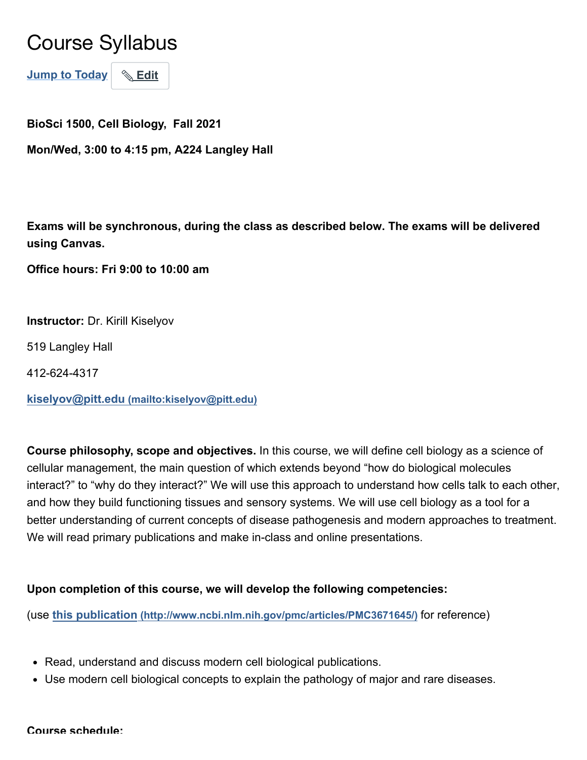# Course Syllabus

Jump to Today Edit

**BioSci 1500, Cell Biology, Fall 2021**

**Mon/Wed, 3:00 to 4:15 pm, A224 Langley Hall**

**Exams will be synchronous, during the class as described below. The exams will be delivered using Canvas.**

**Office hours: Fri 9:00 to 10:00 am**

**Instructor:** Dr. Kirill Kiselyov

519 Langley Hall

412-624-4317

[kiselyov@pitt.edu (mailto:kiselyov@pitt.edu)](mailto:kiselyov@pitt.edu)

**Course philosophy, scope and objectives.** In this course, we will define cell biology as a science of cellular management, the main question of which extends beyond "how do biological molecules interact?" to "why do they interact?" We will use this approach to understand how cells talk to each other, and how they build functioning tissues and sensory systems. We will use cell biology as a tool for a better understanding of current concepts of disease pathogenesis and modern approaches to treatment. We will read primary publications and make in-class and online presentations.

**Upon completion of this course, we will develop the following competencies:**

(use [this publication (http://www.ncbi.nlm.nih.gov/pmc/articles/PMC3671645/)](http://www.ncbi.nlm.nih.gov/pmc/articles/PMC3671645/) for reference)

- Read, understand and discuss modern cell biological publications.
- Use modern cell biological concepts to explain the pathology of major and rare diseases.

**Course schedule:**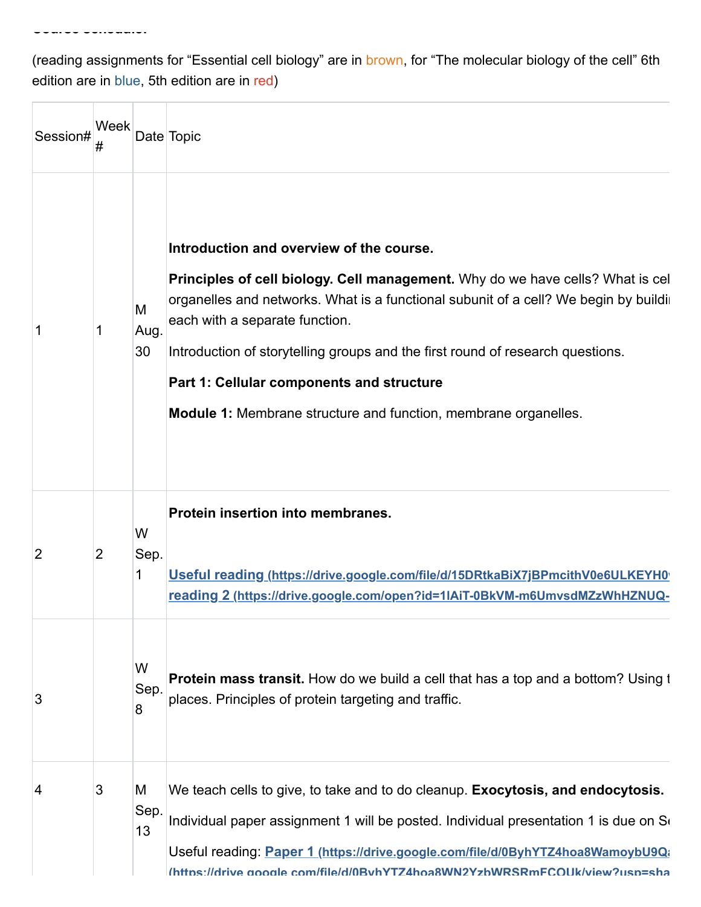(reading assignments for "Essential cell biology" are in brown, for "The molecular biology of the cell" 6th edition are in blue, 5th edition are in red)

| Session# | Week # | Date | Topic |
|---|---|---|---|
| 1 | 1 | M Aug. 30 | **Introduction and overview of the course.** **Principles of cell biology. Cell management.** Why do we have cells? What is cel organelles and networks. What is a functional subunit of a cell? We begin by buildi each with a separate function. Introduction of storytelling groups and the first round of research questions. **Part 1: Cellular components and structure** **Module 1:** Membrane structure and function, membrane organelles. |
| 2 | 2 | W Sep. 1 | **Protein insertion into membranes.** **Useful reading (https://drive.google.com/file/d/15DRtkaBiX7jBPmcithV0e6ULKEYH0 reading 2 (https://drive.google.com/open?id=1lAiT-0BkVM-m6UmvsdMZzWhHZNUQ-** |
| 3 | | W Sep. 8 | **Protein mass transit.** How do we build a cell that has a top and a bottom? Using t places. Principles of protein targeting and traffic. |
| 4 | 3 | M Sep. 13 | We teach cells to give, to take and to do cleanup. **Exocytosis, and endocytosis.** Individual paper assignment 1 will be posted. Individual presentation 1 is due on S Useful reading: **Paper 1 (https://drive.google.com/file/d/0ByhYTZ4hoa8WamoybU9Q (https://drive.google.com/file/d/0ByhYTZ4hoa8WN2YzbWRSRmFCQUk/view?usp=sha** |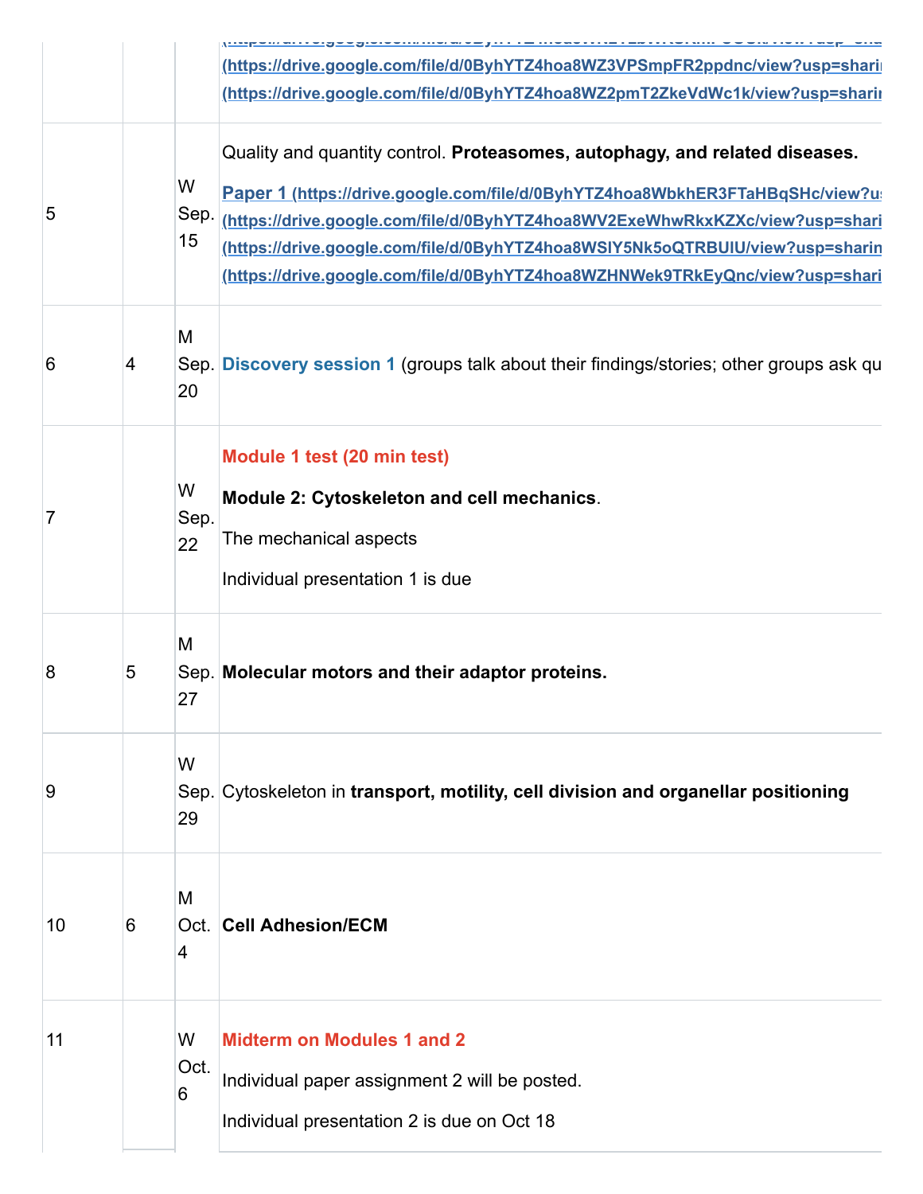| | | | |
|---|---|---|---|
| | | | (https://drive.google.com/file/d/0ByhYTZ4hoa8WZ3VPSmpFR2ppdnc/view?usp=sharing)<br>(https://drive.google.com/file/d/0ByhYTZ4hoa8WZ2pmT2ZkeVdWc1k/view?usp=sharing) |
| 5 | | W Sep. 15 | Quality and quantity control. **Proteasomes, autophagy, and related diseases.**<br>**Paper 1 (https://drive.google.com/file/d/0ByhYTZ4hoa8WbkhER3FTaHBqSHc/view?u**<br>**(https://drive.google.com/file/d/0ByhYTZ4hoa8WV2ExeWhwRkxKZXc/view?usp=shari**<br>**(https://drive.google.com/file/d/0ByhYTZ4hoa8WSlY5Nk5oQTRBUlU/view?usp=sharin**<br>**(https://drive.google.com/file/d/0ByhYTZ4hoa8WZHNWek9TRkEyQnc/view?usp=shari** |
| 6 | 4 | M Sep. 20 | **Discovery session 1** (groups talk about their findings/stories; other groups ask qu |
| 7 | | W Sep. 22 | **Module 1 test (20 min test)**<br>**Module 2: Cytoskeleton and cell mechanics**.<br>The mechanical aspects<br>Individual presentation 1 is due |
| 8 | 5 | M Sep. 27 | **Molecular motors and their adaptor proteins.** |
| 9 | | W Sep. 29 | Cytoskeleton in **transport, motility, cell division and organellar positioning** |
| 10 | 6 | M Oct. 4 | **Cell Adhesion/ECM** |
| 11 | | W Oct. 6 | **Midterm on Modules 1 and 2**<br>Individual paper assignment 2 will be posted.<br>Individual presentation 2 is due on Oct 18 |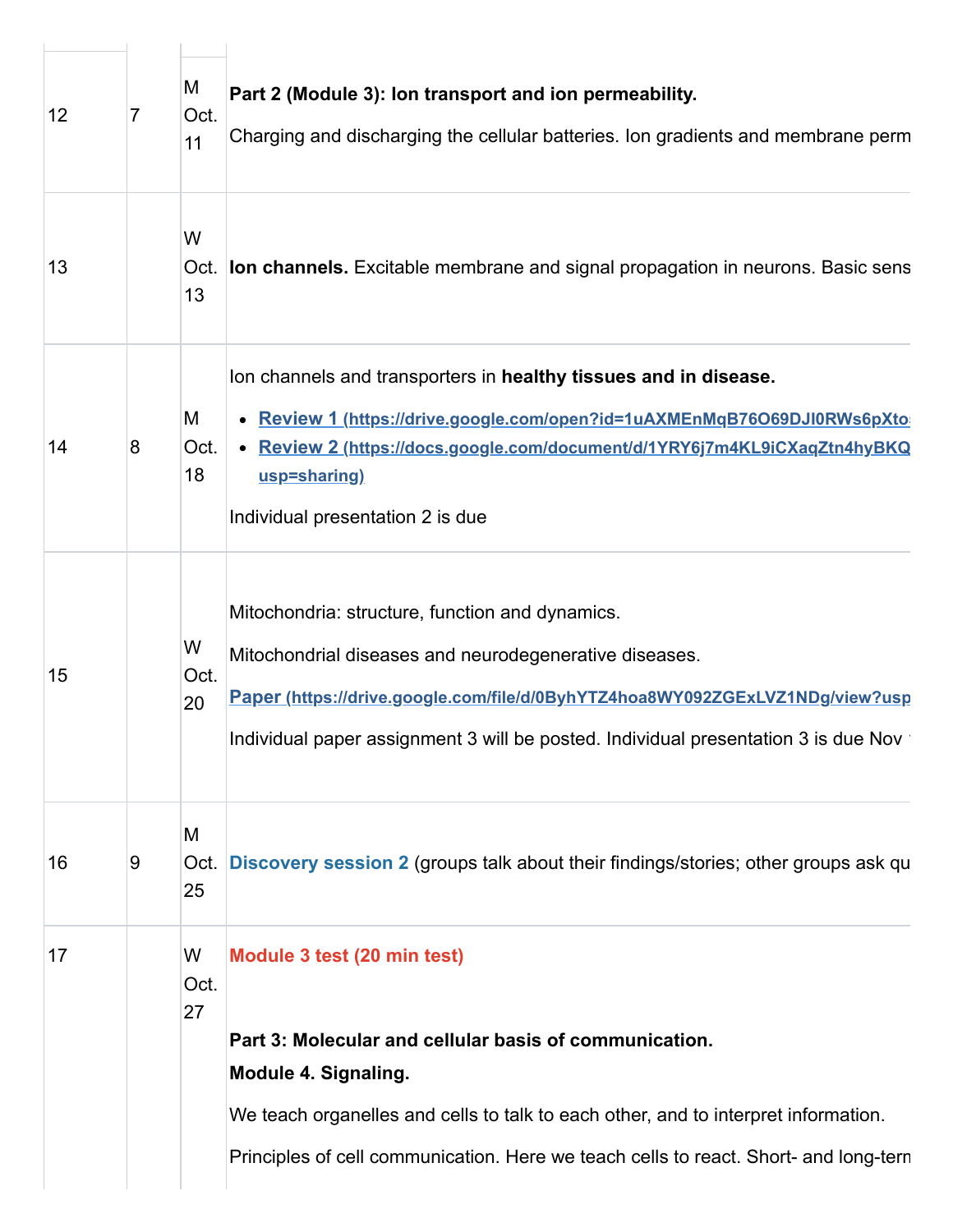| | | | |
|---|---|---|---|
| 12 | 7 | M Oct. 11 | **Part 2 (Module 3): Ion transport and ion permeability.** Charging and discharging the cellular batteries. Ion gradients and membrane perm |
| 13 | | W Oct. 13 | **Ion channels.** Excitable membrane and signal propagation in neurons. Basic sens |
| 14 | 8 | M Oct. 18 | Ion channels and transporters in **healthy tissues and in disease.**<br>• **Review 1 (https://drive.google.com/open?id=1uAXMEnMqB76O69DJI0RWs6pXto**<br>• **Review 2 (https://docs.google.com/document/d/1YRY6j7m4KL9iCXaqZtn4hyBKQ usp=sharing)**<br>Individual presentation 2 is due |
| 15 | | W Oct. 20 | Mitochondria: structure, function and dynamics.<br>Mitochondrial diseases and neurodegenerative diseases.<br>**Paper (https://drive.google.com/file/d/0ByhYTZ4hoa8WY092ZGExLVZ1NDg/view?usp**<br>Individual paper assignment 3 will be posted. Individual presentation 3 is due Nov |
| 16 | 9 | M Oct. 25 | **Discovery session 2** (groups talk about their findings/stories; other groups ask qu |
| 17 | | W Oct. 27 | **Module 3 test (20 min test)**<br>**Part 3: Molecular and cellular basis of communication.**<br>**Module 4. Signaling.**<br>We teach organelles and cells to talk to each other, and to interpret information.<br>Principles of cell communication. Here we teach cells to react. Short- and long-tern |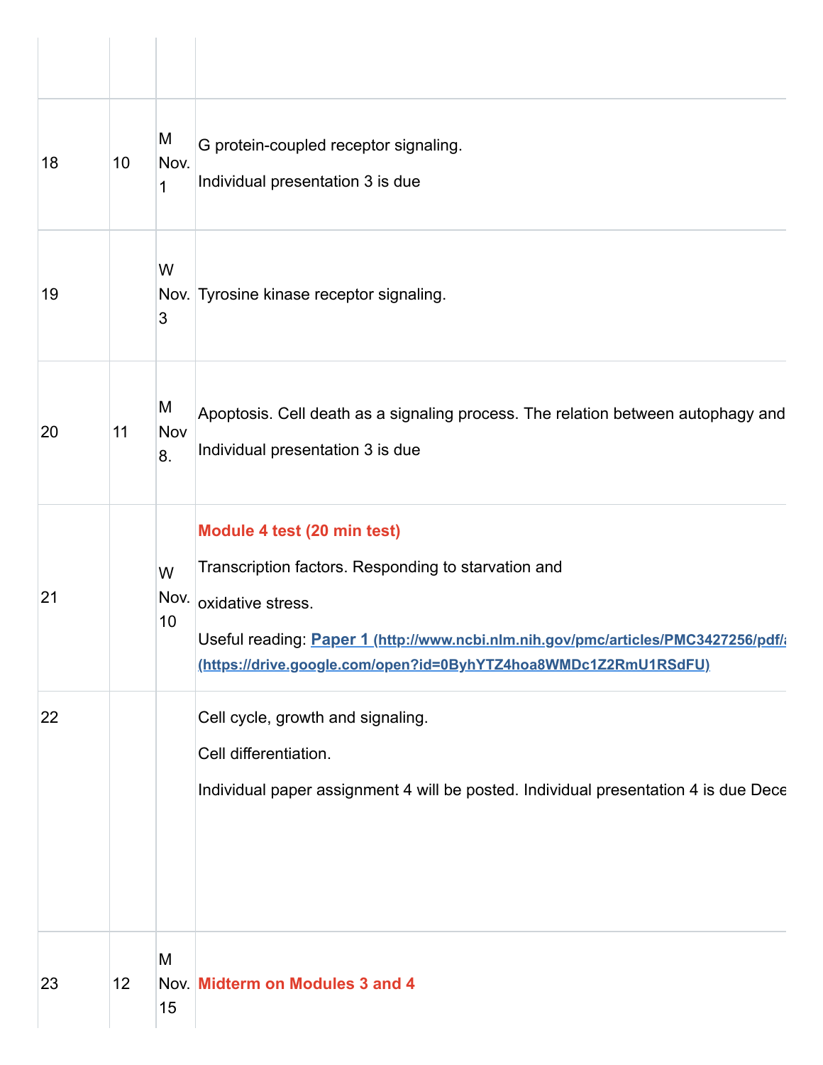| | | | |
|---|---|---|---|
| | | | |
| 18 | 10 | M Nov. 1 | G protein-coupled receptor signaling.<br>Individual presentation 3 is due |
| 19 | | W Nov. 3 | Tyrosine kinase receptor signaling. |
| 20 | 11 | M Nov 8. | Apoptosis. Cell death as a signaling process. The relation between autophagy and<br>Individual presentation 3 is due |
| 21 | | W Nov. 10 | **Module 4 test (20 min test)**<br>Transcription factors. Responding to starvation and<br>oxidative stress.<br>Useful reading: **Paper 1 (http://www.ncbi.nlm.nih.gov/pmc/articles/PMC3427256/pdf/a**<br>**(https://drive.google.com/open?id=0ByhYTZ4hoa8WMDc1Z2RmU1RSdFU)** |
| 22 | | | Cell cycle, growth and signaling.<br>Cell differentiation.<br>Individual paper assignment 4 will be posted. Individual presentation 4 is due Dece |
| 23 | 12 | M Nov. 15 | **Midterm on Modules 3 and 4** |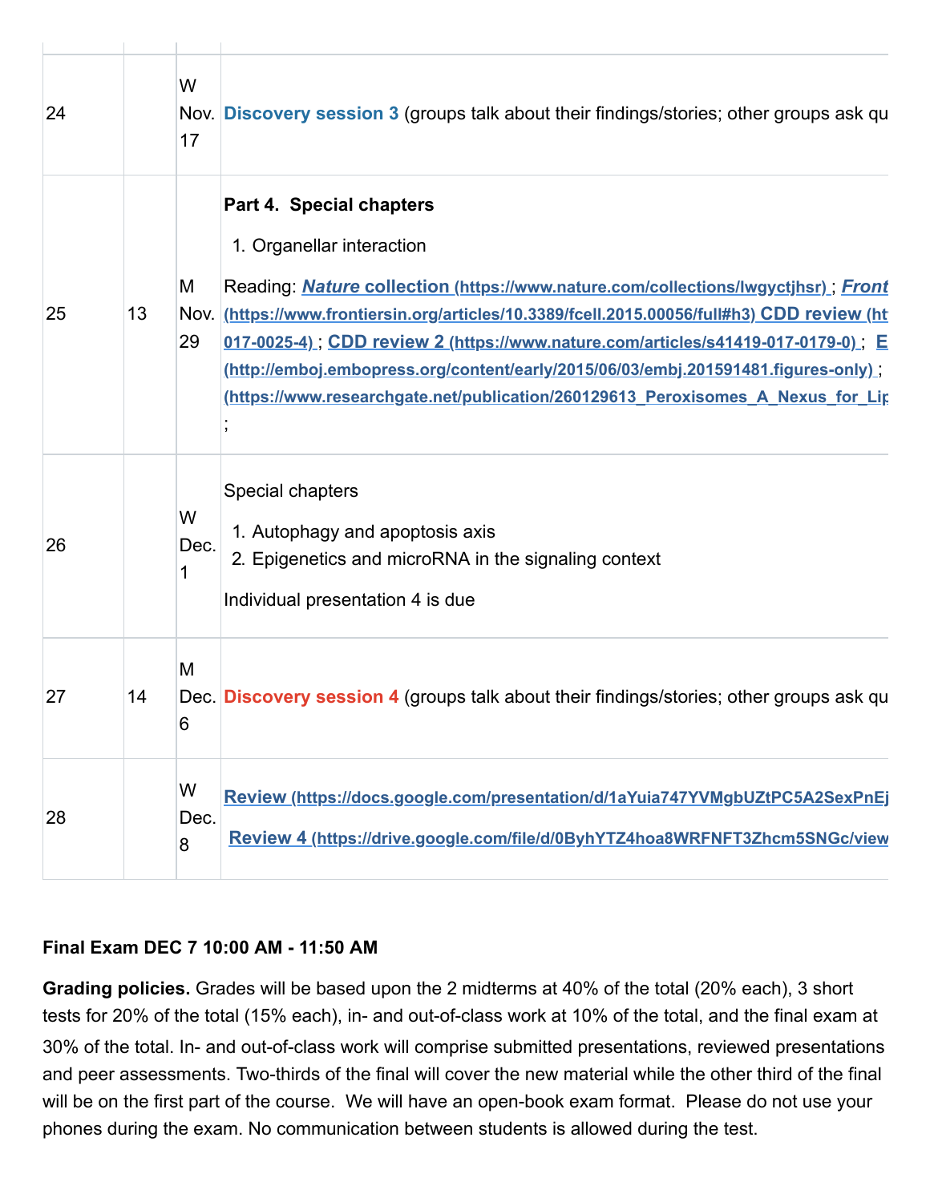| | | | |
|---|---|---|---|
| 24 | | W Nov. 17 | **Discovery session 3** (groups talk about their findings/stories; other groups ask qu |
| 25 | 13 | M Nov. 29 | **Part 4. Special chapters**<br><br>1. Organellar interaction<br><br>Reading: ***Nature* collection (https://www.nature.com/collections/lwgyctjhsr)** ; ***Front* (https://www.frontiersin.org/articles/10.3389/fcell.2015.00056/full#h3)** **CDD review (ht 017-0025-4)** ; **CDD review 2 (https://www.nature.com/articles/s41419-017-0179-0)** ; **E (http://emboj.embopress.org/content/early/2015/06/03/embj.201591481.figures-only)** ; **(https://www.researchgate.net/publication/260129613_Peroxisomes_A_Nexus_for_Lip** ; |
| 26 | | W Dec. 1 | Special chapters<br><br>1. Autophagy and apoptosis axis<br>2. Epigenetics and microRNA in the signaling context<br><br>Individual presentation 4 is due |
| 27 | 14 | M Dec. 6 | **Discovery session 4** (groups talk about their findings/stories; other groups ask qu |
| 28 | | W Dec. 8 | **Review (https://docs.google.com/presentation/d/1aYuia747YVMgbUZtPC5A2SexPnEj**<br><br>**Review 4 (https://drive.google.com/file/d/0ByhYTZ4hoa8WRFNFT3Zhcm5SNGc/view** |

**Final Exam DEC 7 10:00 AM - 11:50 AM**

**Grading policies.** Grades will be based upon the 2 midterms at 40% of the total (20% each), 3 short tests for 20% of the total (15% each), in- and out-of-class work at 10% of the total, and the final exam at 30% of the total. In- and out-of-class work will comprise submitted presentations, reviewed presentations and peer assessments. Two-thirds of the final will cover the new material while the other third of the final will be on the first part of the course. We will have an open-book exam format. Please do not use your phones during the exam. No communication between students is allowed during the test.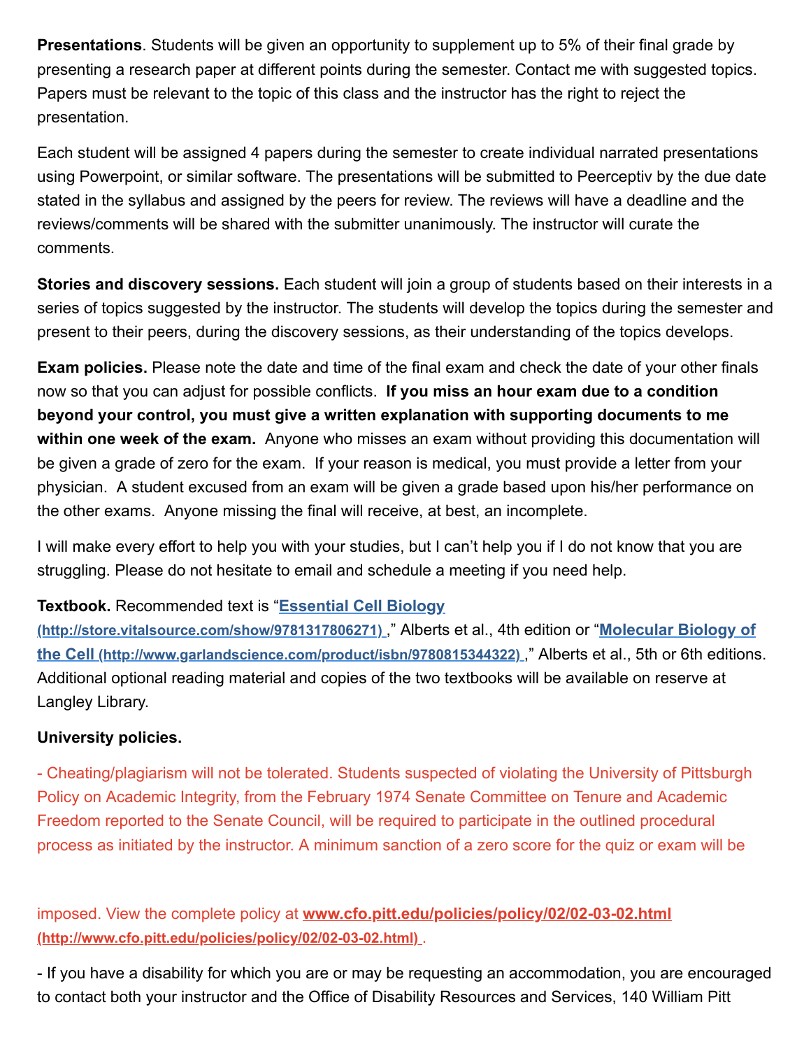**Presentations**. Students will be given an opportunity to supplement up to 5% of their final grade by presenting a research paper at different points during the semester. Contact me with suggested topics. Papers must be relevant to the topic of this class and the instructor has the right to reject the presentation.

Each student will be assigned 4 papers during the semester to create individual narrated presentations using Powerpoint, or similar software. The presentations will be submitted to Peerceptiv by the due date stated in the syllabus and assigned by the peers for review. The reviews will have a deadline and the reviews/comments will be shared with the submitter unanimously. The instructor will curate the comments.

**Stories and discovery sessions.** Each student will join a group of students based on their interests in a series of topics suggested by the instructor. The students will develop the topics during the semester and present to their peers, during the discovery sessions, as their understanding of the topics develops.

**Exam policies.** Please note the date and time of the final exam and check the date of your other finals now so that you can adjust for possible conflicts. **If you miss an hour exam due to a condition beyond your control, you must give a written explanation with supporting documents to me within one week of the exam.** Anyone who misses an exam without providing this documentation will be given a grade of zero for the exam. If your reason is medical, you must provide a letter from your physician. A student excused from an exam will be given a grade based upon his/her performance on the other exams. Anyone missing the final will receive, at best, an incomplete.

I will make every effort to help you with your studies, but I can't help you if I do not know that you are struggling. Please do not hesitate to email and schedule a meeting if you need help.

**Textbook.** Recommended text is "**Essential Cell Biology (http://store.vitalsource.com/show/9781317806271)** ," Alberts et al., 4th edition or "**Molecular Biology of the Cell (http://www.garlandscience.com/product/isbn/9780815344322)** ," Alberts et al., 5th or 6th editions. Additional optional reading material and copies of the two textbooks will be available on reserve at Langley Library.

**University policies.**

- Cheating/plagiarism will not be tolerated. Students suspected of violating the University of Pittsburgh Policy on Academic Integrity, from the February 1974 Senate Committee on Tenure and Academic Freedom reported to the Senate Council, will be required to participate in the outlined procedural process as initiated by the instructor. A minimum sanction of a zero score for the quiz or exam will be imposed. View the complete policy at **www.cfo.pitt.edu/policies/policy/02/02-03-02.html (http://www.cfo.pitt.edu/policies/policy/02/02-03-02.html)** .

- If you have a disability for which you are or may be requesting an accommodation, you are encouraged to contact both your instructor and the Office of Disability Resources and Services, 140 William Pitt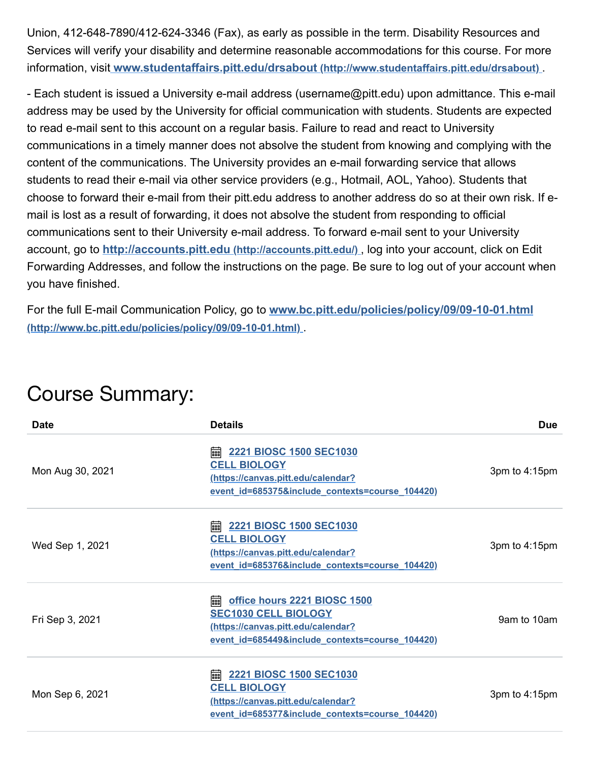Union, 412-648-7890/412-624-3346 (Fax), as early as possible in the term. Disability Resources and Services will verify your disability and determine reasonable accommodations for this course. For more information, visit **www.studentaffairs.pitt.edu/drsabout (http://www.studentaffairs.pitt.edu/drsabout)** .

- Each student is issued a University e-mail address (username@pitt.edu) upon admittance. This e-mail address may be used by the University for official communication with students. Students are expected to read e-mail sent to this account on a regular basis. Failure to read and react to University communications in a timely manner does not absolve the student from knowing and complying with the content of the communications. The University provides an e-mail forwarding service that allows students to read their e-mail via other service providers (e.g., Hotmail, AOL, Yahoo). Students that choose to forward their e-mail from their pitt.edu address to another address do so at their own risk. If e-mail is lost as a result of forwarding, it does not absolve the student from responding to official communications sent to their University e-mail address. To forward e-mail sent to your University account, go to **http://accounts.pitt.edu (http://accounts.pitt.edu/)** , log into your account, click on Edit Forwarding Addresses, and follow the instructions on the page. Be sure to log out of your account when you have finished.

For the full E-mail Communication Policy, go to **www.bc.pitt.edu/policies/policy/09/09-10-01.html (http://www.bc.pitt.edu/policies/policy/09/09-10-01.html)** .

# Course Summary:

| Date | Details | Due |
| --- | --- | --- |
| Mon Aug 30, 2021 | 2221 BIOSC 1500 SEC1030 CELL BIOLOGY (https://canvas.pitt.edu/calendar?event_id=685375&include_contexts=course_104420) | 3pm to 4:15pm |
| Wed Sep 1, 2021 | 2221 BIOSC 1500 SEC1030 CELL BIOLOGY (https://canvas.pitt.edu/calendar?event_id=685376&include_contexts=course_104420) | 3pm to 4:15pm |
| Fri Sep 3, 2021 | office hours 2221 BIOSC 1500 SEC1030 CELL BIOLOGY (https://canvas.pitt.edu/calendar?event_id=685449&include_contexts=course_104420) | 9am to 10am |
| Mon Sep 6, 2021 | 2221 BIOSC 1500 SEC1030 CELL BIOLOGY (https://canvas.pitt.edu/calendar?event_id=685377&include_contexts=course_104420) | 3pm to 4:15pm |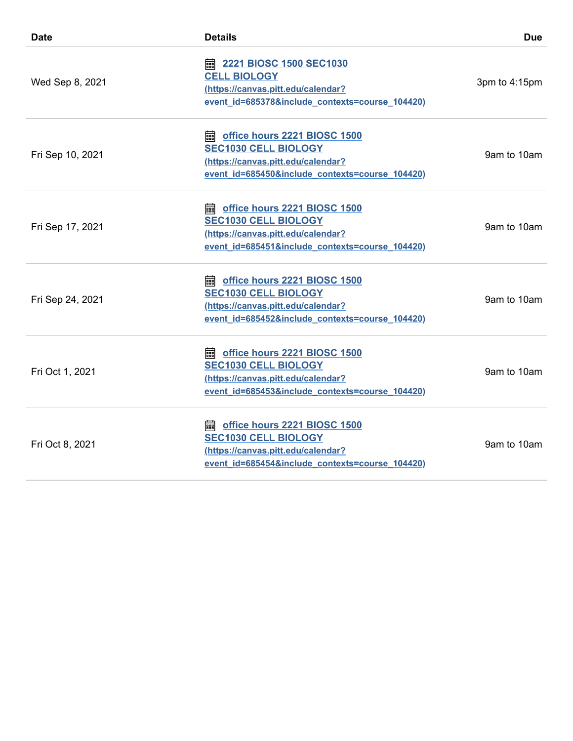| Date | Details | Due |
| --- | --- | --- |
| Wed Sep 8, 2021 | 2221 BIOSC 1500 SEC1030 CELL BIOLOGY (https://canvas.pitt.edu/calendar?event_id=685378&include_contexts=course_104420) | 3pm to 4:15pm |
| Fri Sep 10, 2021 | office hours 2221 BIOSC 1500 SEC1030 CELL BIOLOGY (https://canvas.pitt.edu/calendar?event_id=685450&include_contexts=course_104420) | 9am to 10am |
| Fri Sep 17, 2021 | office hours 2221 BIOSC 1500 SEC1030 CELL BIOLOGY (https://canvas.pitt.edu/calendar?event_id=685451&include_contexts=course_104420) | 9am to 10am |
| Fri Sep 24, 2021 | office hours 2221 BIOSC 1500 SEC1030 CELL BIOLOGY (https://canvas.pitt.edu/calendar?event_id=685452&include_contexts=course_104420) | 9am to 10am |
| Fri Oct 1, 2021 | office hours 2221 BIOSC 1500 SEC1030 CELL BIOLOGY (https://canvas.pitt.edu/calendar?event_id=685453&include_contexts=course_104420) | 9am to 10am |
| Fri Oct 8, 2021 | office hours 2221 BIOSC 1500 SEC1030 CELL BIOLOGY (https://canvas.pitt.edu/calendar?event_id=685454&include_contexts=course_104420) | 9am to 10am |